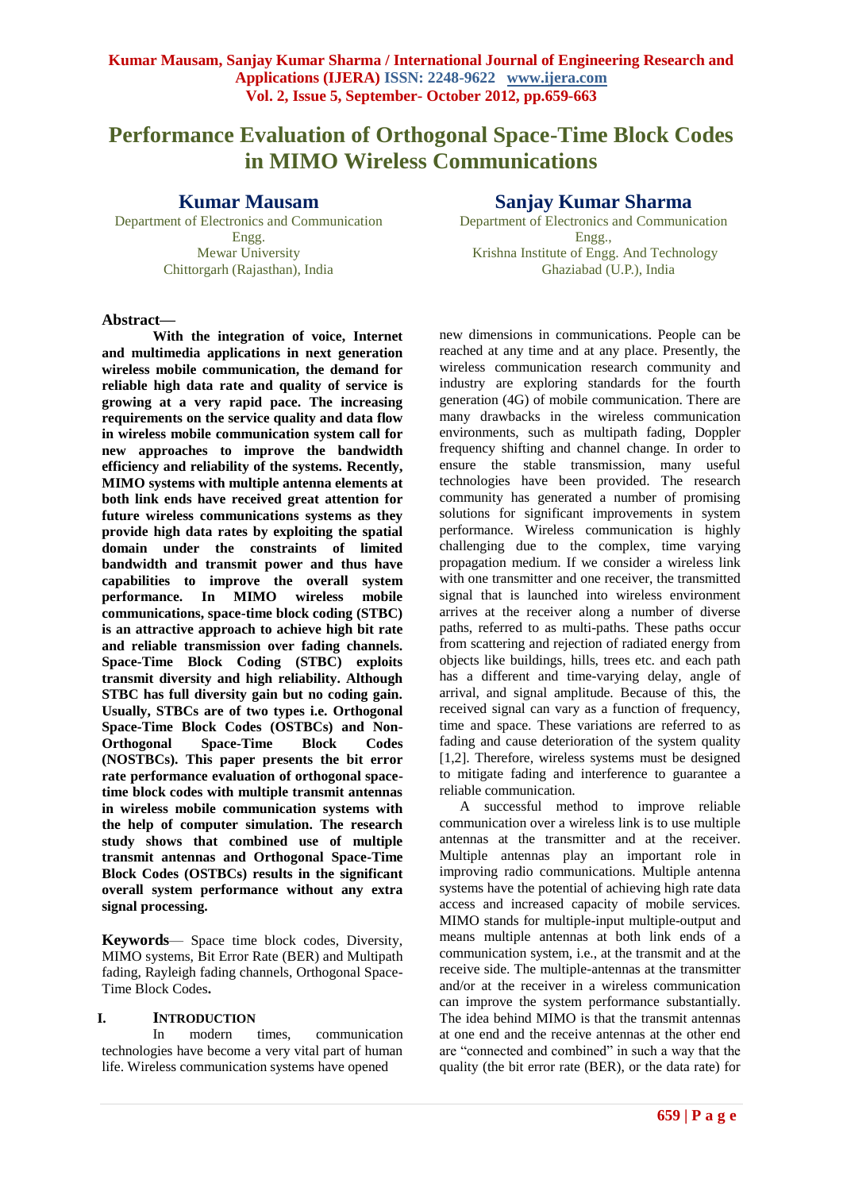# Performance Evaluation of Orthogonal Space-Time Block Codes in MIMO Wireless Communications

**Kumar Mausam**
Department of Electronics and Communication Engg.
Mewar University
Chittorgarh (Rajasthan), India

**Sanjay Kumar Sharma**
Department of Electronics and Communication Engg.,
Krishna Institute of Engg. And Technology
Ghaziabad (U.P.), India

**Abstract—**

**With the integration of voice, Internet and multimedia applications in next generation wireless mobile communication, the demand for reliable high data rate and quality of service is growing at a very rapid pace. The increasing requirements on the service quality and data flow in wireless mobile communication system call for new approaches to improve the bandwidth efficiency and reliability of the systems. Recently, MIMO systems with multiple antenna elements at both link ends have received great attention for future wireless communications systems as they provide high data rates by exploiting the spatial domain under the constraints of limited bandwidth and transmit power and thus have capabilities to improve the overall system performance. In MIMO wireless mobile communications, space-time block coding (STBC) is an attractive approach to achieve high bit rate and reliable transmission over fading channels. Space-Time Block Coding (STBC) exploits transmit diversity and high reliability. Although STBC has full diversity gain but no coding gain. Usually, STBCs are of two types i.e. Orthogonal Space-Time Block Codes (OSTBCs) and Non-Orthogonal Space-Time Block Codes (NOSTBCs). This paper presents the bit error rate performance evaluation of orthogonal space-time block codes with multiple transmit antennas in wireless mobile communication systems with the help of computer simulation. The research study shows that combined use of multiple transmit antennas and Orthogonal Space-Time Block Codes (OSTBCs) results in the significant overall system performance without any extra signal processing.**

**Keywords**— Space time block codes, Diversity, MIMO systems, Bit Error Rate (BER) and Multipath fading, Rayleigh fading channels, Orthogonal Space-Time Block Codes**.**

## I. Introduction

In modern times, communication technologies have become a very vital part of human life. Wireless communication systems have opened new dimensions in communications. People can be reached at any time and at any place. Presently, the wireless communication research community and industry are exploring standards for the fourth generation (4G) of mobile communication. There are many drawbacks in the wireless communication environments, such as multipath fading, Doppler frequency shifting and channel change. In order to ensure the stable transmission, many useful technologies have been provided. The research community has generated a number of promising solutions for significant improvements in system performance. Wireless communication is highly challenging due to the complex, time varying propagation medium. If we consider a wireless link with one transmitter and one receiver, the transmitted signal that is launched into wireless environment arrives at the receiver along a number of diverse paths, referred to as multi-paths. These paths occur from scattering and rejection of radiated energy from objects like buildings, hills, trees etc. and each path has a different and time-varying delay, angle of arrival, and signal amplitude. Because of this, the received signal can vary as a function of frequency, time and space. These variations are referred to as fading and cause deterioration of the system quality [1,2]. Therefore, wireless systems must be designed to mitigate fading and interference to guarantee a reliable communication.

A successful method to improve reliable communication over a wireless link is to use multiple antennas at the transmitter and at the receiver. Multiple antennas play an important role in improving radio communications. Multiple antenna systems have the potential of achieving high rate data access and increased capacity of mobile services. MIMO stands for multiple-input multiple-output and means multiple antennas at both link ends of a communication system, i.e., at the transmit and at the receive side. The multiple-antennas at the transmitter and/or at the receiver in a wireless communication can improve the system performance substantially. The idea behind MIMO is that the transmit antennas at one end and the receive antennas at the other end are "connected and combined" in such a way that the quality (the bit error rate (BER), or the data rate) for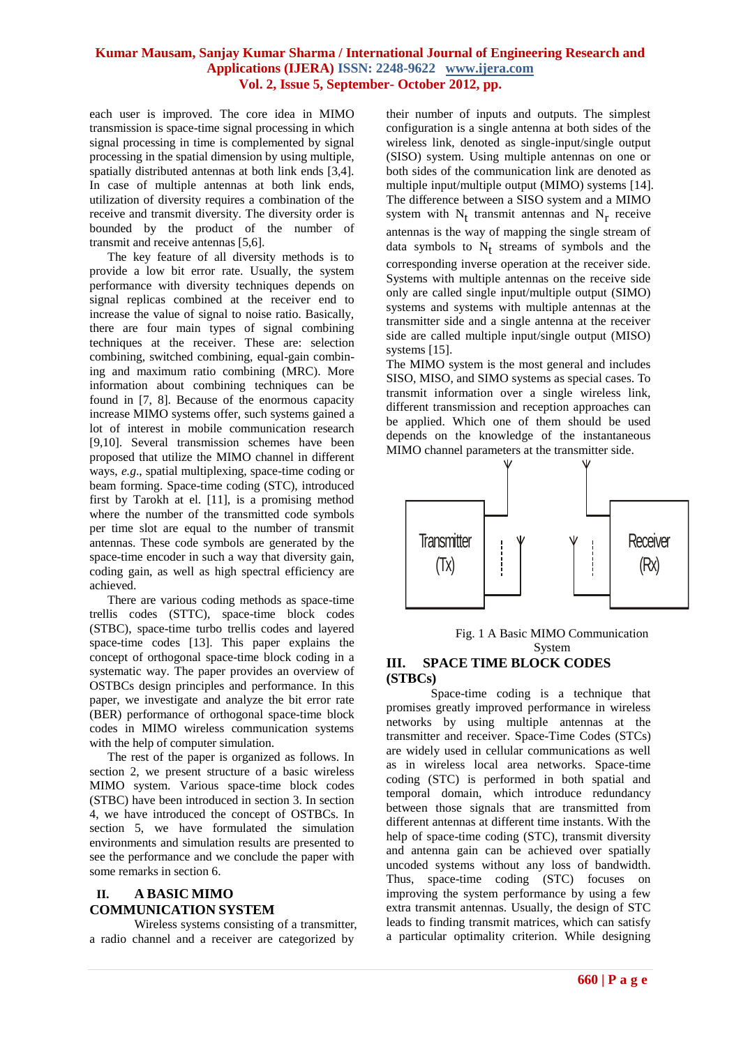each user is improved. The core idea in MIMO transmission is space-time signal processing in which signal processing in time is complemented by signal processing in the spatial dimension by using multiple, spatially distributed antennas at both link ends [3,4]. In case of multiple antennas at both link ends, utilization of diversity requires a combination of the receive and transmit diversity. The diversity order is bounded by the product of the number of transmit and receive antennas [5,6].

The key feature of all diversity methods is to provide a low bit error rate. Usually, the system performance with diversity techniques depends on signal replicas combined at the receiver end to increase the value of signal to noise ratio. Basically, there are four main types of signal combining techniques at the receiver. These are: selection combining, switched combining, equal-gain combining and maximum ratio combining (MRC). More information about combining techniques can be found in [7, 8]. Because of the enormous capacity increase MIMO systems offer, such systems gained a lot of interest in mobile communication research [9,10]. Several transmission schemes have been proposed that utilize the MIMO channel in different ways, *e.g*., spatial multiplexing, space-time coding or beam forming. Space-time coding (STC), introduced first by Tarokh at el. [11], is a promising method where the number of the transmitted code symbols per time slot are equal to the number of transmit antennas. These code symbols are generated by the space-time encoder in such a way that diversity gain, coding gain, as well as high spectral efficiency are achieved.

There are various coding methods as space-time trellis codes (STTC), space-time block codes (STBC), space-time turbo trellis codes and layered space-time codes [13]. This paper explains the concept of orthogonal space-time block coding in a systematic way. The paper provides an overview of OSTBCs design principles and performance. In this paper, we investigate and analyze the bit error rate (BER) performance of orthogonal space-time block codes in MIMO wireless communication systems with the help of computer simulation.

The rest of the paper is organized as follows. In section 2, we present structure of a basic wireless MIMO system. Various space-time block codes (STBC) have been introduced in section 3. In section 4, we have introduced the concept of OSTBCs. In section 5, we have formulated the simulation environments and simulation results are presented to see the performance and we conclude the paper with some remarks in section 6.

## II. A BASIC MIMO COMMUNICATION SYSTEM

Wireless systems consisting of a transmitter, a radio channel and a receiver are categorized by their number of inputs and outputs. The simplest configuration is a single antenna at both sides of the wireless link, denoted as single-input/single output (SISO) system. Using multiple antennas on one or both sides of the communication link are denoted as multiple input/multiple output (MIMO) systems [14]. The difference between a SISO system and a MIMO system with $N_t$ transmit antennas and $N_r$ receive antennas is the way of mapping the single stream of data symbols to $N_t$ streams of symbols and the corresponding inverse operation at the receiver side. Systems with multiple antennas on the receive side only are called single input/multiple output (SIMO) systems and systems with multiple antennas at the transmitter side and a single antenna at the receiver side are called multiple input/single output (MISO) systems [15].

The MIMO system is the most general and includes SISO, MISO, and SIMO systems as special cases. To transmit information over a single wireless link, different transmission and reception approaches can be applied. Which one of them should be used depends on the knowledge of the instantaneous MIMO channel parameters at the transmitter side.

Fig. 1 A Basic MIMO Communication System

## III. SPACE TIME BLOCK CODES (STBCs)

Space-time coding is a technique that promises greatly improved performance in wireless networks by using multiple antennas at the transmitter and receiver. Space-Time Codes (STCs) are widely used in cellular communications as well as in wireless local area networks. Space-time coding (STC) is performed in both spatial and temporal domain, which introduce redundancy between those signals that are transmitted from different antennas at different time instants. With the help of space-time coding (STC), transmit diversity and antenna gain can be achieved over spatially uncoded systems without any loss of bandwidth. Thus, space-time coding (STC) focuses on improving the system performance by using a few extra transmit antennas. Usually, the design of STC leads to finding transmit matrices, which can satisfy a particular optimality criterion. While designing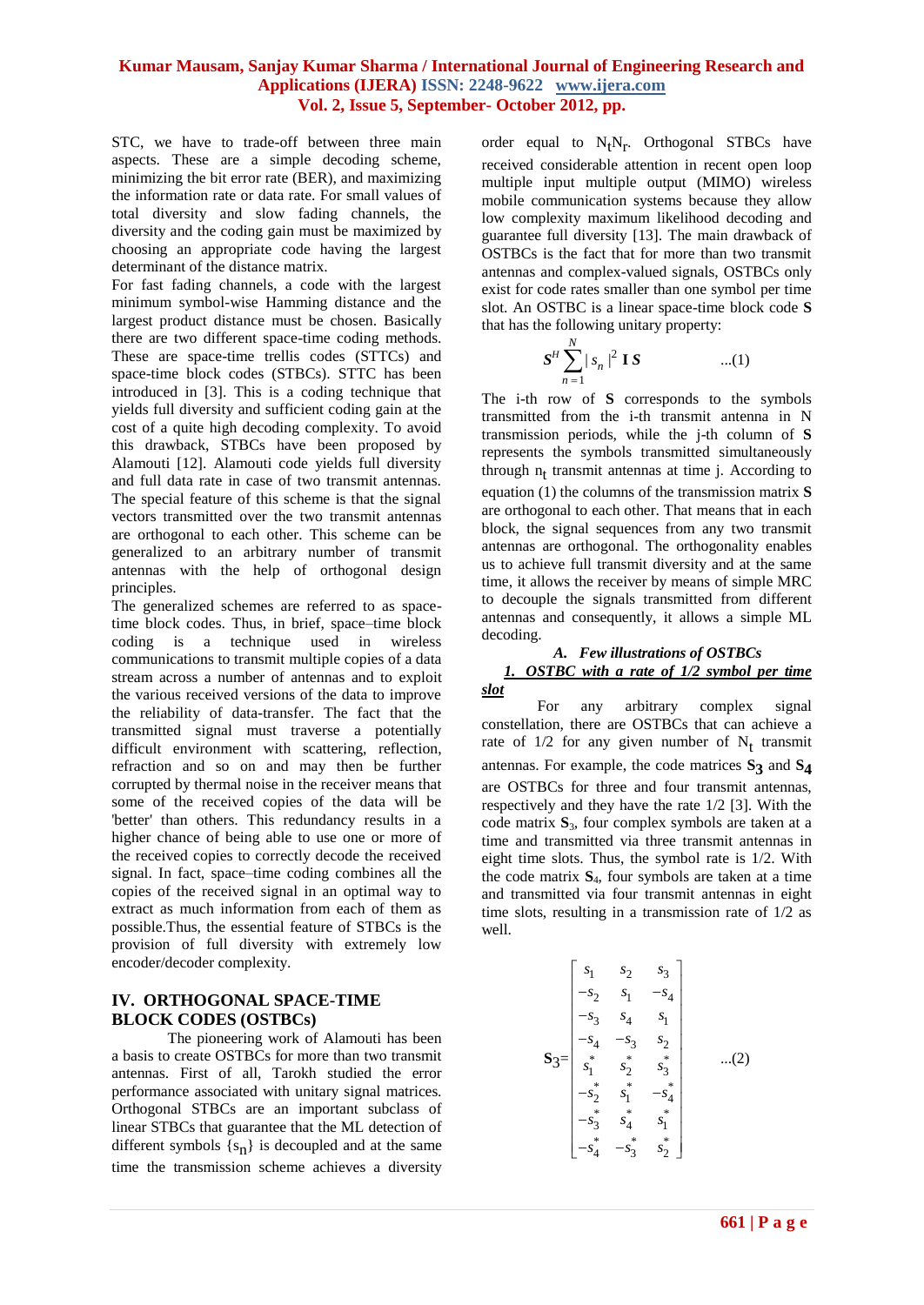STC, we have to trade-off between three main aspects. These are a simple decoding scheme, minimizing the bit error rate (BER), and maximizing the information rate or data rate. For small values of total diversity and slow fading channels, the diversity and the coding gain must be maximized by choosing an appropriate code having the largest determinant of the distance matrix.

For fast fading channels, a code with the largest minimum symbol-wise Hamming distance and the largest product distance must be chosen. Basically there are two different space-time coding methods. These are space-time trellis codes (STTCs) and space-time block codes (STBCs). STTC has been introduced in [3]. This is a coding technique that yields full diversity and sufficient coding gain at the cost of a quite high decoding complexity. To avoid this drawback, STBCs have been proposed by Alamouti [12]. Alamouti code yields full diversity and full data rate in case of two transmit antennas. The special feature of this scheme is that the signal vectors transmitted over the two transmit antennas are orthogonal to each other. This scheme can be generalized to an arbitrary number of transmit antennas with the help of orthogonal design principles.

The generalized schemes are referred to as space-time block codes. Thus, in brief, space–time block coding is a technique used in wireless communications to transmit multiple copies of a data stream across a number of antennas and to exploit the various received versions of the data to improve the reliability of data-transfer. The fact that the transmitted signal must traverse a potentially difficult environment with scattering, reflection, refraction and so on and may then be further corrupted by thermal noise in the receiver means that some of the received copies of the data will be 'better' than others. This redundancy results in a higher chance of being able to use one or more of the received copies to correctly decode the received signal. In fact, space–time coding combines all the copies of the received signal in an optimal way to extract as much information from each of them as possible.Thus, the essential feature of STBCs is the provision of full diversity with extremely low encoder/decoder complexity.

## IV. ORTHOGONAL SPACE-TIME BLOCK CODES (OSTBCs)

The pioneering work of Alamouti has been a basis to create OSTBCs for more than two transmit antennas. First of all, Tarokh studied the error performance associated with unitary signal matrices. Orthogonal STBCs are an important subclass of linear STBCs that guarantee that the ML detection of different symbols $\{s_n\}$ is decoupled and at the same time the transmission scheme achieves a diversity order equal to $N_t N_r$. Orthogonal STBCs have received considerable attention in recent open loop multiple input multiple output (MIMO) wireless mobile communication systems because they allow low complexity maximum likelihood decoding and guarantee full diversity [13]. The main drawback of OSTBCs is the fact that for more than two transmit antennas and complex-valued signals, OSTBCs only exist for code rates smaller than one symbol per time slot. An OSTBC is a linear space-time block code **S** that has the following unitary property:

$$\boldsymbol{S}^H \sum_{n=1}^{N} |s_n|^2 \mathbf{I}\,\boldsymbol{S} \qquad ...(1)$$

The i-th row of **S** corresponds to the symbols transmitted from the i-th transmit antenna in N transmission periods, while the j-th column of **S** represents the symbols transmitted simultaneously through $n_t$ transmit antennas at time j. According to equation (1) the columns of the transmission matrix **S** are orthogonal to each other. That means that in each block, the signal sequences from any two transmit antennas are orthogonal. The orthogonality enables us to achieve full transmit diversity and at the same time, it allows the receiver by means of simple MRC to decouple the signals transmitted from different antennas and consequently, it allows a simple ML decoding.

### *A. Few illustrations of OSTBCs*

***1. OSTBC with a rate of 1/2 symbol per time slot***

For any arbitrary complex signal constellation, there are OSTBCs that can achieve a rate of 1/2 for any given number of $N_t$ transmit antennas. For example, the code matrices $\mathbf{S_3}$ and $\mathbf{S_4}$ are OSTBCs for three and four transmit antennas, respectively and they have the rate 1/2 [3]. With the code matrix $\mathbf{S}_3$, four complex symbols are taken at a time and transmitted via three transmit antennas in eight time slots. Thus, the symbol rate is 1/2. With the code matrix $\mathbf{S}_4$, four symbols are taken at a time and transmitted via four transmit antennas in eight time slots, resulting in a transmission rate of 1/2 as well.

$$\mathbf{S_3} = \begin{bmatrix} s_1 & s_2 & s_3 \\ -s_2 & s_1 & -s_4 \\ -s_3 & s_4 & s_1 \\ -s_4 & -s_3 & s_2 \\ s_1^* & s_2^* & s_3^* \\ -s_2^* & s_1^* & -s_4^* \\ -s_3^* & s_4^* & s_1^* \\ -s_4^* & -s_3^* & s_2^* \end{bmatrix} \qquad ...(2)$$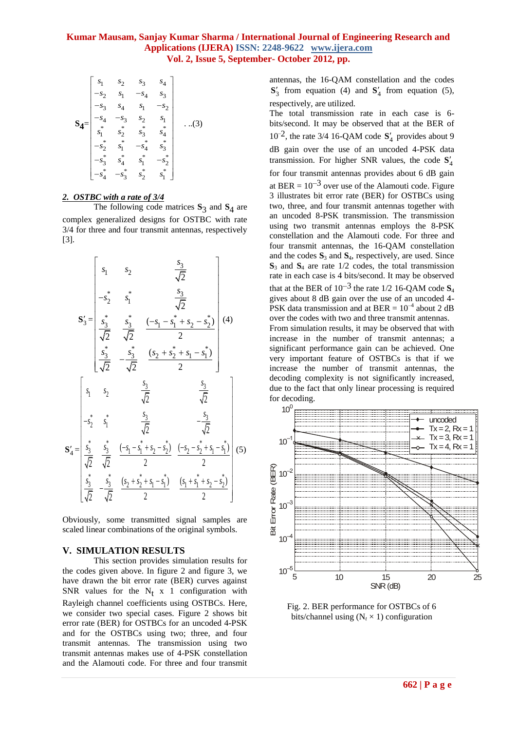$$
\mathbf{S_4} = \begin{bmatrix} s_1 & s_2 & s_3 & s_4 \\ -s_2 & s_1 & -s_4 & s_3 \\ -s_3 & s_4 & s_1 & -s_2 \\ -s_4 & -s_3 & s_2 & s_1 \\ s_1^* & s_2^* & s_3^* & s_4^* \\ -s_2^* & s_1^* & -s_4^* & s_3^* \\ -s_3^* & s_4^* & s_1^* & -s_2^* \\ -s_4^* & -s_3^* & s_2^* & s_1^* \end{bmatrix} \quad \ldots(3)
$$

### *2. OSTBC with a rate of 3/4*

The following code matrices $\mathbf{S}_3$ and $\mathbf{S}_4$ are complex generalized designs for OSTBC with rate 3/4 for three and four transmit antennas, respectively [3].

$$
\mathbf{S}_3' = \begin{bmatrix} s_1 & s_2 & \frac{s_3}{\sqrt{2}} \\ -s_2^* & s_1^* & \frac{s_3}{\sqrt{2}} \\ \frac{s_3^*}{\sqrt{2}} & \frac{s_3^*}{\sqrt{2}} & \frac{(-s_1 - s_1^* + s_2 - s_2^*)}{2} \\ \frac{s_3^*}{\sqrt{2}} & -\frac{s_3^*}{\sqrt{2}} & \frac{(s_2 + s_2^* + s_1 - s_1^*)}{2} \end{bmatrix} \quad (4)
$$

$$
\mathbf{S}_4' = \begin{bmatrix} s_1 & s_2 & \frac{s_3}{\sqrt{2}} & \frac{s_3}{\sqrt{2}} \\ -s_2^* & s_1^* & \frac{s_3}{\sqrt{2}} & -\frac{s_3}{\sqrt{2}} \\ \frac{s_3^*}{\sqrt{2}} & \frac{s_3^*}{\sqrt{2}} & \frac{(-s_1 - s_1^* + s_2 - s_2^*)}{2} & \frac{(-s_2 - s_2^* + s_1 - s_1^*)}{2} \\ \frac{s_3^*}{\sqrt{2}} & -\frac{s_3^*}{\sqrt{2}} & \frac{(s_2 + s_2^* + s_1 - s_1^*)}{2} & \frac{(s_1 + s_1^* + s_2 - s_2^*)}{2} \end{bmatrix} \quad (5)
$$

Obviously, some transmitted signal samples are scaled linear combinations of the original symbols.

## V. SIMULATION RESULTS

This section provides simulation results for the codes given above. In figure 2 and figure 3, we have drawn the bit error rate (BER) curves against SNR values for the $N_t$ x 1 configuration with Rayleigh channel coefficients using OSTBCs. Here, we consider two special cases. Figure 2 shows bit error rate (BER) for OSTBCs for an uncoded 4-PSK and for the OSTBCs using two; three, and four transmit antennas. The transmission using two transmit antennas makes use of 4-PSK constellation and the Alamouti code. For three and four transmit antennas, the 16-QAM constellation and the codes $\mathbf{S}_3'$ from equation (4) and $\mathbf{S}_4'$ from equation (5), respectively, are utilized.

The total transmission rate in each case is 6-bits/second. It may be observed that at the BER of $10^{-2}$, the rate 3/4 16-QAM code $\mathbf{S}_4'$ provides about 9 dB gain over the use of an uncoded 4-PSK data transmission. For higher SNR values, the code $\mathbf{S}_4'$ for four transmit antennas provides about 6 dB gain at BER = $10^{-3}$ over use of the Alamouti code. Figure 3 illustrates bit error rate (BER) for OSTBCs using two, three, and four transmit antennas together with an uncoded 8-PSK transmission. The transmission using two transmit antennas employs the 8-PSK constellation and the Alamouti code. For three and four transmit antennas, the 16-QAM constellation and the codes $\mathbf{S}_3$ and $\mathbf{S}_4$, respectively, are used. Since $\mathbf{S}_3$ and $\mathbf{S}_4$ are rate 1/2 codes, the total transmission rate in each case is 4 bits/second. It may be observed that at the BER of $10^{-3}$ the rate 1/2 16-QAM code $\mathbf{S}_4$ gives about 8 dB gain over the use of an uncoded 4-PSK data transmission and at BER = $10^{-4}$ about 2 dB over the codes with two and three transmit antennas. From simulation results, it may be observed that with increase in the number of transmit antennas; a significant performance gain can be achieved. One very important feature of OSTBCs is that if we increase the number of transmit antennas, the decoding complexity is not significantly increased, due to the fact that only linear processing is required for decoding.

Fig. 2. BER performance for OSTBCs of 6 bits/channel using ($N_t \times 1$) configuration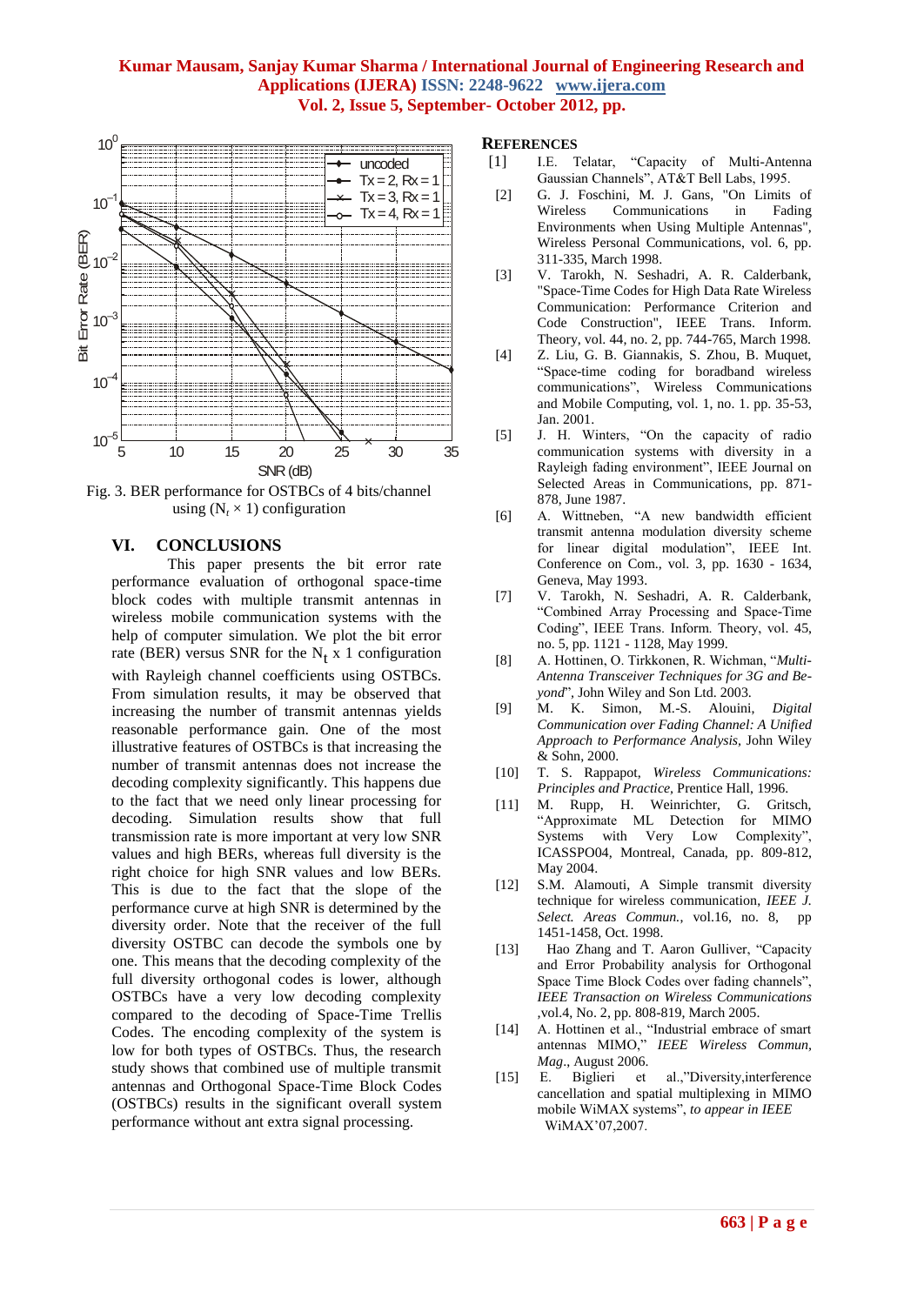10^0
10^-1
10^-2
10^-3
10^-4
10^-5
Bit Error Rate (BER)
5 10 15 20 25 30 35
SNR (dB)
uncoded
Tx = 2, Rx = 1
Tx = 3, Rx = 1
Tx = 4, Rx = 1

Fig. 3. BER performance for OSTBCs of 4 bits/channel using ($N_t \times 1$) configuration

## VI. CONCLUSIONS

This paper presents the bit error rate performance evaluation of orthogonal space-time block codes with multiple transmit antennas in wireless mobile communication systems with the help of computer simulation. We plot the bit error rate (BER) versus SNR for the $N_t$ x 1 configuration with Rayleigh channel coefficients using OSTBCs. From simulation results, it may be observed that increasing the number of transmit antennas yields reasonable performance gain. One of the most illustrative features of OSTBCs is that increasing the number of transmit antennas does not increase the decoding complexity significantly. This happens due to the fact that we need only linear processing for decoding. Simulation results show that full transmission rate is more important at very low SNR values and high BERs, whereas full diversity is the right choice for high SNR values and low BERs. This is due to the fact that the slope of the performance curve at high SNR is determined by the diversity order. Note that the receiver of the full diversity OSTBC can decode the symbols one by one. This means that the decoding complexity of the full diversity orthogonal codes is lower, although OSTBCs have a very low decoding complexity compared to the decoding of Space-Time Trellis Codes. The encoding complexity of the system is low for both types of OSTBCs. Thus, the research study shows that combined use of multiple transmit antennas and Orthogonal Space-Time Block Codes (OSTBCs) results in the significant overall system performance without ant extra signal processing.

## REFERENCES

[1] I.E. Telatar, "Capacity of Multi-Antenna Gaussian Channels", AT&T Bell Labs, 1995.

[2] G. J. Foschini, M. J. Gans, "On Limits of Wireless Communications in Fading Environments when Using Multiple Antennas", Wireless Personal Communications, vol. 6, pp. 311-335, March 1998.

[3] V. Tarokh, N. Seshadri, A. R. Calderbank, "Space-Time Codes for High Data Rate Wireless Communication: Performance Criterion and Code Construction", IEEE Trans. Inform. Theory, vol. 44, no. 2, pp. 744-765, March 1998.

[4] Z. Liu, G. B. Giannakis, S. Zhou, B. Muquet, "Space-time coding for boradband wireless communications", Wireless Communications and Mobile Computing, vol. 1, no. 1. pp. 35-53, Jan. 2001.

[5] J. H. Winters, "On the capacity of radio communication systems with diversity in a Rayleigh fading environment", IEEE Journal on Selected Areas in Communications, pp. 871-878, June 1987.

[6] A. Wittneben, "A new bandwidth efficient transmit antenna modulation diversity scheme for linear digital modulation", IEEE Int. Conference on Com., vol. 3, pp. 1630 - 1634, Geneva, May 1993.

[7] V. Tarokh, N. Seshadri, A. R. Calderbank, "Combined Array Processing and Space-Time Coding", IEEE Trans. Inform. Theory, vol. 45, no. 5, pp. 1121 - 1128, May 1999.

[8] A. Hottinen, O. Tirkkonen, R. Wichman, "*Multi-Antenna Transceiver Techniques for 3G and Beyond*", John Wiley and Son Ltd. 2003.

[9] M. K. Simon, M.-S. Alouini, *Digital Communication over Fading Channel: A Unified Approach to Performance Analysis*, John Wiley & Sohn, 2000.

[10] T. S. Rappapot, *Wireless Communications: Principles and Practice*, Prentice Hall, 1996.

[11] M. Rupp, H. Weinrichter, G. Gritsch, "Approximate ML Detection for MIMO Systems with Very Low Complexity", ICASSPO04, Montreal, Canada, pp. 809-612, May 2004.

[12] S.M. Alamouti, A Simple transmit diversity technique for wireless communication, *IEEE J. Select. Areas Commun.*, vol.16, no. 8, pp 1451-1458, Oct. 1998.

[13] Hao Zhang and T. Aaron Gulliver, "Capacity and Error Probability analysis for Orthogonal Space Time Block Codes over fading channels", *IEEE Transaction on Wireless Communications* ,vol.4, No. 2, pp. 808-819, March 2005.

[14] A. Hottinen et al., "Industrial embrace of smart antennas MIMO," *IEEE Wireless Commun, Mag*., August 2006.

[15] E. Biglieri et al.,"Diversity,interference cancellation and spatial multiplexing in MIMO mobile WiMAX systems", *to appear in IEEE* WiMAX'07,2007.